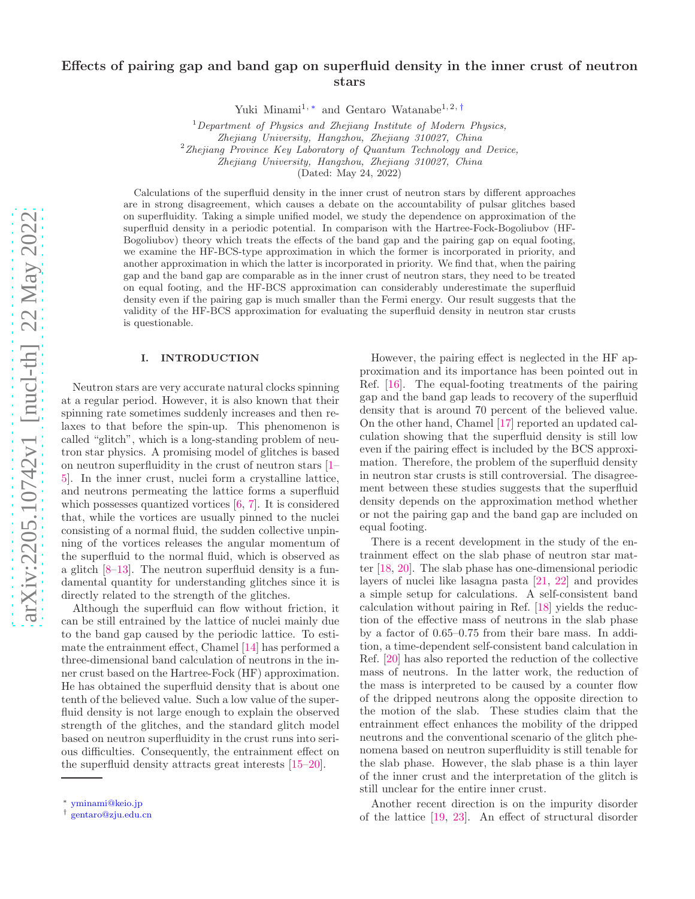# Effects of pairing gap and band gap on superfluid density in the inner crust of neutron stars

Yuki Minami[1,*] and Gentaro Watanabe[1,2,†]

[1] *Department of Physics and Zhejiang Institute of Modern Physics, Zhejiang University, Hangzhou, Zhejiang 310027, China*

[2] *Zhejiang Province Key Laboratory of Quantum Technology and Device, Zhejiang University, Hangzhou, Zhejiang 310027, China*

(Dated: May 24, 2022)

Calculations of the superfluid density in the inner crust of neutron stars by different approaches are in strong disagreement, which causes a debate on the accountability of pulsar glitches based on superfluidity. Taking a simple unified model, we study the dependence on approximation of the superfluid density in a periodic potential. In comparison with the Hartree-Fock-Bogoliubov (HF-Bogoliubov) theory which treats the effects of the band gap and the pairing gap on equal footing, we examine the HF-BCS-type approximation in which the former is incorporated in priority, and another approximation in which the latter is incorporated in priority. We find that, when the pairing gap and the band gap are comparable as in the inner crust of neutron stars, they need to be treated on equal footing, and the HF-BCS approximation can considerably underestimate the superfluid density even if the pairing gap is much smaller than the Fermi energy. Our result suggests that the validity of the HF-BCS approximation for evaluating the superfluid density in neutron star crusts is questionable.

## I. INTRODUCTION

Neutron stars are very accurate natural clocks spinning at a regular period. However, it is also known that their spinning rate sometimes suddenly increases and then relaxes to that before the spin-up. This phenomenon is called "glitch", which is a long-standing problem of neutron star physics. A promising model of glitches is based on neutron superfluidity in the crust of neutron stars [1–5]. In the inner crust, nuclei form a crystalline lattice, and neutrons permeating the lattice forms a superfluid which possesses quantized vortices [6, 7]. It is considered that, while the vortices are usually pinned to the nuclei consisting of a normal fluid, the sudden collective unpinning of the vortices releases the angular momentum of the superfluid to the normal fluid, which is observed as a glitch [8–13]. The neutron superfluid density is a fundamental quantity for understanding glitches since it is directly related to the strength of the glitches.

Although the superfluid can flow without friction, it can be still entrained by the lattice of nuclei mainly due to the band gap caused by the periodic lattice. To estimate the entrainment effect, Chamel [14] has performed a three-dimensional band calculation of neutrons in the inner crust based on the Hartree-Fock (HF) approximation. He has obtained the superfluid density that is about one tenth of the believed value. Such a low value of the superfluid density is not large enough to explain the observed strength of the glitches, and the standard glitch model based on neutron superfluidity in the crust runs into serious difficulties. Consequently, the entrainment effect on the superfluid density attracts great interests [15–20].

However, the pairing effect is neglected in the HF approximation and its importance has been pointed out in Ref. [16]. The equal-footing treatments of the pairing gap and the band gap leads to recovery of the superfluid density that is around 70 percent of the believed value. On the other hand, Chamel [17] reported an updated calculation showing that the superfluid density is still low even if the pairing effect is included by the BCS approximation. Therefore, the problem of the superfluid density in neutron star crusts is still controversial. The disagreement between these studies suggests that the superfluid density depends on the approximation method whether or not the pairing gap and the band gap are included on equal footing.

There is a recent development in the study of the entrainment effect on the slab phase of neutron star matter [18, 20]. The slab phase has one-dimensional periodic layers of nuclei like lasagna pasta [21, 22] and provides a simple setup for calculations. A self-consistent band calculation without pairing in Ref. [18] yields the reduction of the effective mass of neutrons in the slab phase by a factor of 0.65–0.75 from their bare mass. In addition, a time-dependent self-consistent band calculation in Ref. [20] has also reported the reduction of the collective mass of neutrons. In the latter work, the reduction of the mass is interpreted to be caused by a counter flow of the dripped neutrons along the opposite direction to the motion of the slab. These studies claim that the entrainment effect enhances the mobility of the dripped neutrons and the conventional scenario of the glitch phenomena based on neutron superfluidity is still tenable for the slab phase. However, the slab phase is a thin layer of the inner crust and the interpretation of the glitch is still unclear for the entire inner crust.

Another recent direction is on the impurity disorder of the lattice [19, 23]. An effect of structural disorder

* yminami@keio.jp
† gentaro@zju.edu.cn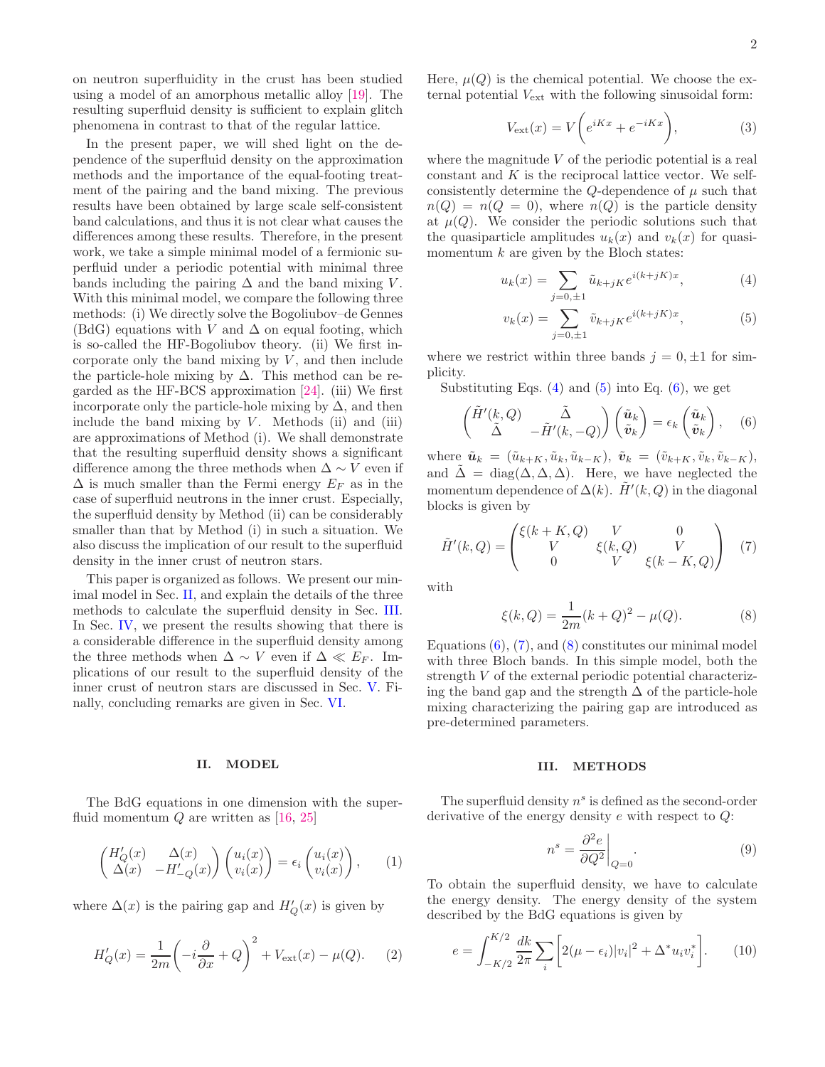on neutron superfluidity in the crust has been studied using a model of an amorphous metallic alloy [19]. The resulting superfluid density is sufficient to explain glitch phenomena in contrast to that of the regular lattice.

In the present paper, we will shed light on the dependence of the superfluid density on the approximation methods and the importance of the equal-footing treatment of the pairing and the band mixing. The previous results have been obtained by large scale self-consistent band calculations, and thus it is not clear what causes the differences among these results. Therefore, in the present work, we take a simple minimal model of a fermionic superfluid under a periodic potential with minimal three bands including the pairing $\Delta$ and the band mixing $V$. With this minimal model, we compare the following three methods: (i) We directly solve the Bogoliubov–de Gennes (BdG) equations with $V$ and $\Delta$ on equal footing, which is so-called the HF-Bogoliubov theory. (ii) We first incorporate only the band mixing by $V$, and then include the particle-hole mixing by $\Delta$. This method can be regarded as the HF-BCS approximation [24]. (iii) We first incorporate only the particle-hole mixing by $\Delta$, and then include the band mixing by $V$. Methods (ii) and (iii) are approximations of Method (i). We shall demonstrate that the resulting superfluid density shows a significant difference among the three methods when $\Delta \sim V$ even if $\Delta$ is much smaller than the Fermi energy $E_F$ as in the case of superfluid neutrons in the inner crust. Especially, the superfluid density by Method (ii) can be considerably smaller than that by Method (i) in such a situation. We also discuss the implication of our result to the superfluid density in the inner crust of neutron stars.

This paper is organized as follows. We present our minimal model in Sec. II, and explain the details of the three methods to calculate the superfluid density in Sec. III. In Sec. IV, we present the results showing that there is a considerable difference in the superfluid density among the three methods when $\Delta \sim V$ even if $\Delta \ll E_F$. Implications of our result to the superfluid density of the inner crust of neutron stars are discussed in Sec. V. Finally, concluding remarks are given in Sec. VI.

## II. MODEL

The BdG equations in one dimension with the superfluid momentum $Q$ are written as [16, 25]

$$\begin{pmatrix} H'_Q(x) & \Delta(x) \\ \Delta(x) & -H'_{-Q}(x) \end{pmatrix} \begin{pmatrix} u_i(x) \\ v_i(x) \end{pmatrix} = \epsilon_i \begin{pmatrix} u_i(x) \\ v_i(x) \end{pmatrix}, \qquad (1)$$

where $\Delta(x)$ is the pairing gap and $H'_Q(x)$ is given by

$$H'_Q(x) = \frac{1}{2m}\left(-i\frac{\partial}{\partial x} + Q\right)^2 + V_{\rm ext}(x) - \mu(Q). \qquad (2)$$

Here, $\mu(Q)$ is the chemical potential. We choose the external potential $V_{\rm ext}$ with the following sinusoidal form:

$$V_{\rm ext}(x) = V\left(e^{iKx} + e^{-iKx}\right), \qquad (3)$$

where the magnitude $V$ of the periodic potential is a real constant and $K$ is the reciprocal lattice vector. We self-consistently determine the $Q$-dependence of $\mu$ such that $n(Q) = n(Q=0)$, where $n(Q)$ is the particle density at $\mu(Q)$. We consider the periodic solutions such that the quasiparticle amplitudes $u_i(x)$ and $v_i(x)$ for quasi-momentum $k$ are given by the Bloch states:

$$u_k(x) = \sum_{j=0,\pm1} \tilde{u}_{k+jK} e^{i(k+jK)x}, \qquad (4)$$

$$v_k(x) = \sum_{j=0,\pm1} \tilde{v}_{k+jK} e^{i(k+jK)x}, \qquad (5)$$

where we restrict within three bands $j = 0, \pm1$ for simplicity.

Substituting Eqs. (4) and (5) into Eq. (6), we get

$$\begin{pmatrix} \tilde{H}'(k,Q) & \tilde{\Delta} \\ \tilde{\Delta} & -\tilde{H}'(k,-Q) \end{pmatrix} \begin{pmatrix} \tilde{\boldsymbol{u}}_k \\ \tilde{\boldsymbol{v}}_k \end{pmatrix} = \epsilon_k \begin{pmatrix} \tilde{\boldsymbol{u}}_k \\ \tilde{\boldsymbol{v}}_k \end{pmatrix}, \qquad (6)$$

where $\tilde{\boldsymbol{u}}_k = (\tilde{u}_{k+K}, \tilde{u}_k, \tilde{u}_{k-K})$, $\tilde{\boldsymbol{v}}_k = (\tilde{v}_{k+K}, \tilde{v}_k, \tilde{v}_{k-K})$, and $\tilde{\Delta} = \mathrm{diag}(\Delta, \Delta, \Delta)$. Here, we have neglected the momentum dependence of $\Delta(k)$. $\tilde{H}'(k,Q)$ in the diagonal blocks is given by

$$\tilde{H}'(k,Q) = \begin{pmatrix} \xi(k+K,Q) & V & 0 \\ V & \xi(k,Q) & V \\ 0 & V & \xi(k-K,Q) \end{pmatrix} \qquad (7)$$

with

$$\xi(k,Q) = \frac{1}{2m}(k+Q)^2 - \mu(Q). \qquad (8)$$

Equations (6), (7), and (8) constitutes our minimal model with three Bloch bands. In this simple model, both the strength $V$ of the external periodic potential characterizing the band gap and the strength $\Delta$ of the particle-hole mixing characterizing the pairing gap are introduced as pre-determined parameters.

## III. METHODS

The superfluid density $n^s$ is defined as the second-order derivative of the energy density $e$ with respect to $Q$:

$$n^s = \left.\frac{\partial^2 e}{\partial Q^2}\right|_{Q=0}. \qquad (9)$$

To obtain the superfluid density, we have to calculate the energy density. The energy density of the system described by the BdG equations is given by

$$e = \int_{-K/2}^{K/2} \frac{dk}{2\pi} \sum_i \left[2(\mu - \epsilon_i)|v_i|^2 + \Delta^* u_i v_i^*\right]. \qquad (10)$$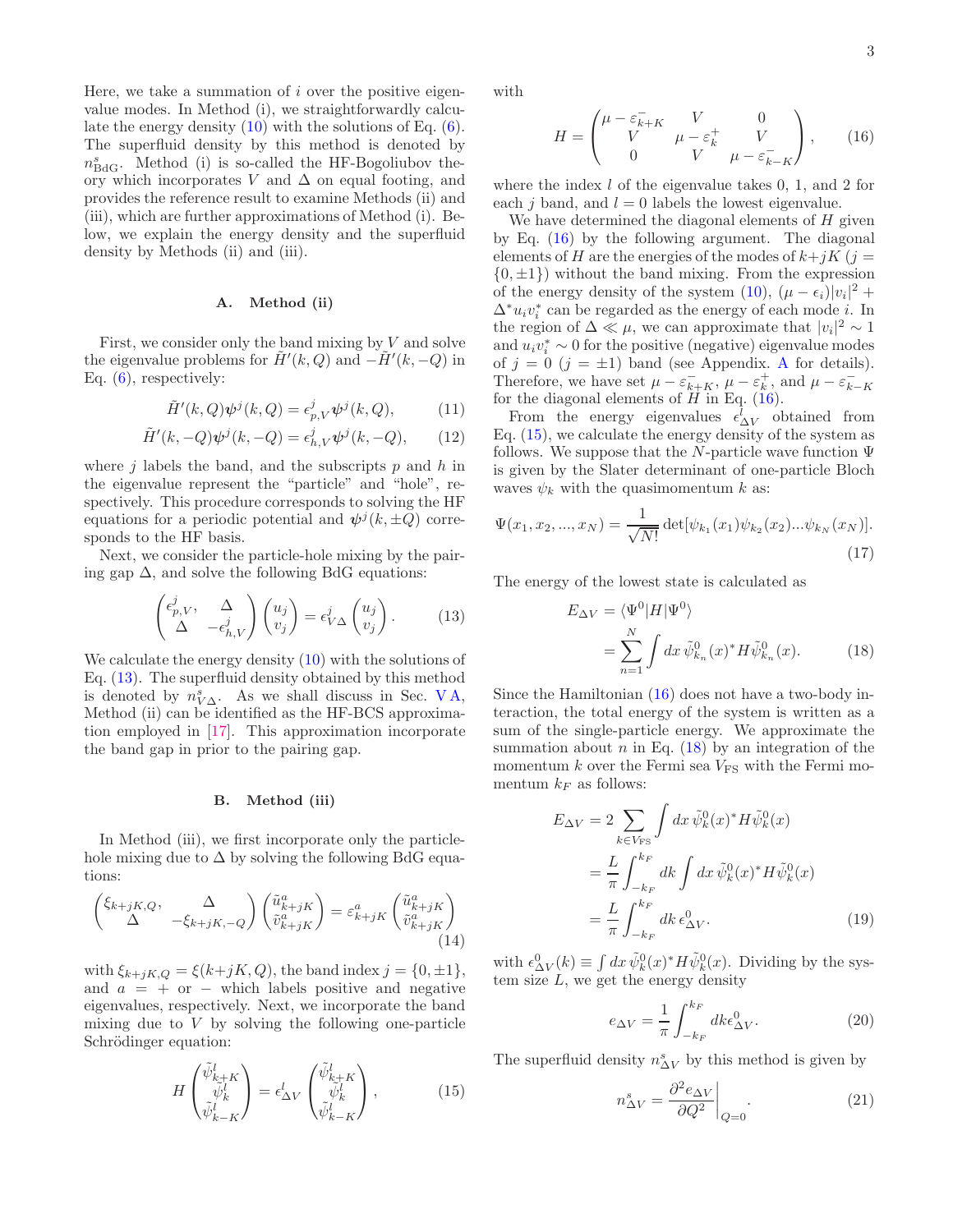Here, we take a summation of $i$ over the positive eigenvalue modes. In Method (i), we straightforwardly calculate the energy density (10) with the solutions of Eq. (6). The superfluid density by this method is denoted by $n^s_{\rm BdG}$. Method (i) is so-called the HF-Bogoliubov theory which incorporates $V$ and $\Delta$ on equal footing, and provides the reference result to examine Methods (ii) and (iii), which are further approximations of Method (i). Below, we explain the energy density and the superfluid density by Methods (ii) and (iii).

### A. Method (ii)

First, we consider only the band mixing by $V$ and solve the eigenvalue problems for $\tilde{H}'(k,Q)$ and $-\tilde{H}'(k,-Q)$ in Eq. (6), respectively:

$$\tilde{H}'(k,Q)\boldsymbol{\psi}^j(k,Q) = \epsilon^j_{p,V}\boldsymbol{\psi}^j(k,Q), \tag{11}$$

$$\tilde{H}'(k,-Q)\boldsymbol{\psi}^j(k,-Q) = \epsilon^j_{h,V}\boldsymbol{\psi}^j(k,-Q), \tag{12}$$

where $j$ labels the band, and the subscripts $p$ and $h$ in the eigenvalue represent the "particle" and "hole", respectively. This procedure corresponds to solving the HF equations for a periodic potential and $\boldsymbol{\psi}^j(k,\pm Q)$ corresponds to the HF basis.

Next, we consider the particle-hole mixing by the pairing gap $\Delta$, and solve the following BdG equations:

$$\begin{pmatrix} \epsilon^j_{p,V}, & \Delta \\ \Delta & -\epsilon^j_{h,V} \end{pmatrix} \begin{pmatrix} u_j \\ v_j \end{pmatrix} = \epsilon^j_{V\Delta} \begin{pmatrix} u_j \\ v_j \end{pmatrix}. \tag{13}$$

We calculate the energy density (10) with the solutions of Eq. (13). The superfluid density obtained by this method is denoted by $n^s_{V\Delta}$. As we shall discuss in Sec. V A, Method (ii) can be identified as the HF-BCS approximation employed in [17]. This approximation incorporate the band gap in prior to the pairing gap.

### B. Method (iii)

In Method (iii), we first incorporate only the particle-hole mixing due to $\Delta$ by solving the following BdG equations:

$$\begin{pmatrix} \xi_{k+jK,Q}, & \Delta \\ \Delta & -\xi_{k+jK,-Q} \end{pmatrix} \begin{pmatrix} \tilde{u}^a_{k+jK} \\ \tilde{v}^a_{k+jK} \end{pmatrix} = \varepsilon^a_{k+jK} \begin{pmatrix} \tilde{u}^a_{k+jK} \\ \tilde{v}^a_{k+jK} \end{pmatrix} \tag{14}$$

with $\xi_{k+jK,Q} = \xi(k+jK,Q)$, the band index $j = \{0,\pm1\}$, and $a = +$ or $-$ which labels positive and negative eigenvalues, respectively. Next, we incorporate the band mixing due to $V$ by solving the following one-particle Schrödinger equation:

$$H \begin{pmatrix} \tilde{\psi}^l_{k+K} \\ \tilde{\psi}^l_k \\ \tilde{\psi}^l_{k-K} \end{pmatrix} = \epsilon^l_{\Delta V} \begin{pmatrix} \tilde{\psi}^l_{k+K} \\ \tilde{\psi}^l_k \\ \tilde{\psi}^l_{k-K} \end{pmatrix}, \tag{15}$$

with

$$H = \begin{pmatrix} \mu - \varepsilon^-_{k+K} & V & 0 \\ V & \mu - \varepsilon^+_k & V \\ 0 & V & \mu - \varepsilon^-_{k-K} \end{pmatrix}, \tag{16}$$

where the index $l$ of the eigenvalue takes 0, 1, and 2 for each $j$ band, and $l = 0$ labels the lowest eigenvalue.

We have determined the diagonal elements of $H$ given by Eq. (16) by the following argument. The diagonal elements of $H$ are the energies of the modes of $k+jK$ ($j = \{0,\pm1\}$) without the band mixing. From the expression of the energy density of the system (10), $(\mu - \epsilon_i)|v_i|^2 + \Delta^* u_i v_i^*$ can be regarded as the energy of each mode $i$. In the region of $\Delta \ll \mu$, we can approximate that $|v_i|^2 \sim 1$ and $u_i v_i^* \sim 0$ for the positive (negative) eigenvalue modes of $j = 0$ ($j = \pm1$) band (see Appendix. A for details). Therefore, we have set $\mu - \varepsilon^-_{k+K}$, $\mu - \varepsilon^+_k$, and $\mu - \varepsilon^-_{k-K}$ for the diagonal elements of $H$ in Eq. (16).

From the energy eigenvalues $\epsilon^l_{\Delta V}$ obtained from Eq. (15), we calculate the energy density of the system as follows. We suppose that the $N$-particle wave function $\Psi$ is given by the Slater determinant of one-particle Bloch waves $\psi_k$ with the quasimomentum $k$ as:

$$\Psi(x_1, x_2, ..., x_N) = \frac{1}{\sqrt{N!}} \det[\psi_{k_1}(x_1)\psi_{k_2}(x_2)...\psi_{k_N}(x_N)]. \tag{17}$$

The energy of the lowest state is calculated as

$$\begin{aligned} E_{\Delta V} &= \langle \Psi^0 | H | \Psi^0 \rangle \\ &= \sum_{n=1}^{N} \int dx\, \tilde{\psi}^0_{k_n}(x)^* H \tilde{\psi}^0_{k_n}(x). \end{aligned} \tag{18}$$

Since the Hamiltonian (16) does not have a two-body interaction, the total energy of the system is written as a sum of the single-particle energy. We approximate the summation about $n$ in Eq. (18) by an integration of the momentum $k$ over the Fermi sea $V_{\rm FS}$ with the Fermi momentum $k_F$ as follows:

$$\begin{aligned} E_{\Delta V} &= 2 \sum_{k \in V_{\rm FS}} \int dx\, \tilde{\psi}^0_k(x)^* H \tilde{\psi}^0_k(x) \\ &= \frac{L}{\pi} \int_{-k_F}^{k_F} dk \int dx\, \tilde{\psi}^0_k(x)^* H \tilde{\psi}^0_k(x) \\ &= \frac{L}{\pi} \int_{-k_F}^{k_F} dk\, \epsilon^0_{\Delta V}. \end{aligned} \tag{19}$$

with $\epsilon^0_{\Delta V}(k) \equiv \int dx\, \tilde{\psi}^0_k(x)^* H \tilde{\psi}^0_k(x)$. Dividing by the system size $L$, we get the energy density

$$e_{\Delta V} = \frac{1}{\pi} \int_{-k_F}^{k_F} dk \epsilon^0_{\Delta V}. \tag{20}$$

The superfluid density $n^s_{\Delta V}$ by this method is given by

$$n^s_{\Delta V} = \left. \frac{\partial^2 e_{\Delta V}}{\partial Q^2} \right|_{Q=0}. \tag{21}$$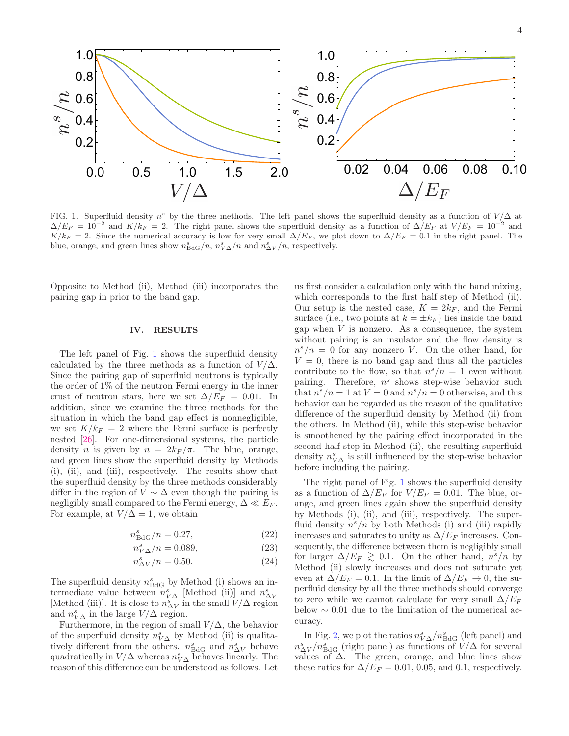FIG. 1. Superfluid density $n^s$ by the three methods. The left panel shows the superfluid density as a function of $V/\Delta$ at $\Delta/E_F = 10^{-2}$ and $K/k_F = 2$. The right panel shows the superfluid density as a function of $\Delta/E_F$ at $V/E_F = 10^{-2}$ and $K/k_F = 2$. Since the numerical accuracy is low for very small $\Delta/E_F$, we plot down to $\Delta/E_F = 0.1$ in the right panel. The blue, orange, and green lines show $n^s_{\mathrm{BdG}}/n$, $n^s_{V\Delta}/n$ and $n^s_{\Delta V}/n$, respectively.

Opposite to Method (ii), Method (iii) incorporates the pairing gap in prior to the band gap.

## IV. RESULTS

The left panel of Fig. 1 shows the superfluid density calculated by the three methods as a function of $V/\Delta$. Since the pairing gap of superfluid neutrons is typically the order of 1% of the neutron Fermi energy in the inner crust of neutron stars, here we set $\Delta/E_F = 0.01$. In addition, since we examine the three methods for the situation in which the band gap effect is nonnegligible, we set $K/k_F = 2$ where the Fermi surface is perfectly nested [26]. For one-dimensional systems, the particle density $n$ is given by $n = 2k_F/\pi$. The blue, orange, and green lines show the superfluid density by Methods (i), (ii), and (iii), respectively. The results show that the superfluid density by the three methods considerably differ in the region of $V \sim \Delta$ even though the pairing is negligibly small compared to the Fermi energy, $\Delta \ll E_F$. For example, at $V/\Delta = 1$, we obtain

$$n^s_{\mathrm{BdG}}/n = 0.27, \tag{22}$$

$$n^s_{V\Delta}/n = 0.089, \tag{23}$$

$$n^s_{\Delta V}/n = 0.50. \tag{24}$$

The superfluid density $n^s_{\mathrm{BdG}}$ by Method (i) shows an intermediate value between $n^s_{V\Delta}$ [Method (ii)] and $n^s_{\Delta V}$ [Method (iii)]. It is close to $n^s_{\Delta V}$ in the small $V/\Delta$ region and $n^s_{V\Delta}$ in the large $V/\Delta$ region.

Furthermore, in the region of small $V/\Delta$, the behavior of the superfluid density $n^s_{V\Delta}$ by Method (ii) is qualitatively different from the others. $n^s_{\mathrm{BdG}}$ and $n^s_{\Delta V}$ behave quadratically in $V/\Delta$ whereas $n^s_{V\Delta}$ behaves linearly. The reason of this difference can be understood as follows. Let us first consider a calculation only with the band mixing, which corresponds to the first half step of Method (ii). Our setup is the nested case, $K = 2k_F$, and the Fermi surface (i.e., two points at $k = \pm k_F$) lies inside the band gap when $V$ is nonzero. As a consequence, the system without pairing is an insulator and the flow density is $n^s/n = 0$ for any nonzero $V$. On the other hand, for $V = 0$, there is no band gap and thus all the particles contribute to the flow, so that $n^s/n = 1$ even without pairing. Therefore, $n^s$ shows step-wise behavior such that $n^s/n = 1$ at $V = 0$ and $n^s/n = 0$ otherwise, and this behavior can be regarded as the reason of the qualitative difference of the superfluid density by Method (ii) from the others. In Method (ii), while this step-wise behavior is smoothened by the pairing effect incorporated in the second half step in Method (ii), the resulting superfluid density $n^s_{V\Delta}$ is still influenced by the step-wise behavior before including the pairing.

The right panel of Fig. 1 shows the superfluid density as a function of $\Delta/E_F$ for $V/E_F = 0.01$. The blue, orange, and green lines again show the superfluid density by Methods (i), (ii), and (iii), respectively. The superfluid density $n^s/n$ by both Methods (i) and (iii) rapidly increases and saturates to unity as $\Delta/E_F$ increases. Consequently, the difference between them is negligibly small for larger $\Delta/E_F \gtrsim 0.1$. On the other hand, $n^s/n$ by Method (ii) slowly increases and does not saturate yet even at $\Delta/E_F = 0.1$. In the limit of $\Delta/E_F \to 0$, the superfluid density by all the three methods should converge to zero while we cannot calculate for very small $\Delta/E_F$ below $\sim 0.01$ due to the limitation of the numerical accuracy.

In Fig. 2, we plot the ratios $n^s_{V\Delta}/n^s_{\mathrm{BdG}}$ (left panel) and $n^s_{\Delta V}/n^s_{\mathrm{BdG}}$ (right panel) as functions of $V/\Delta$ for several values of $\Delta$. The green, orange, and blue lines show these ratios for $\Delta/E_F = 0.01$, 0.05, and 0.1, respectively.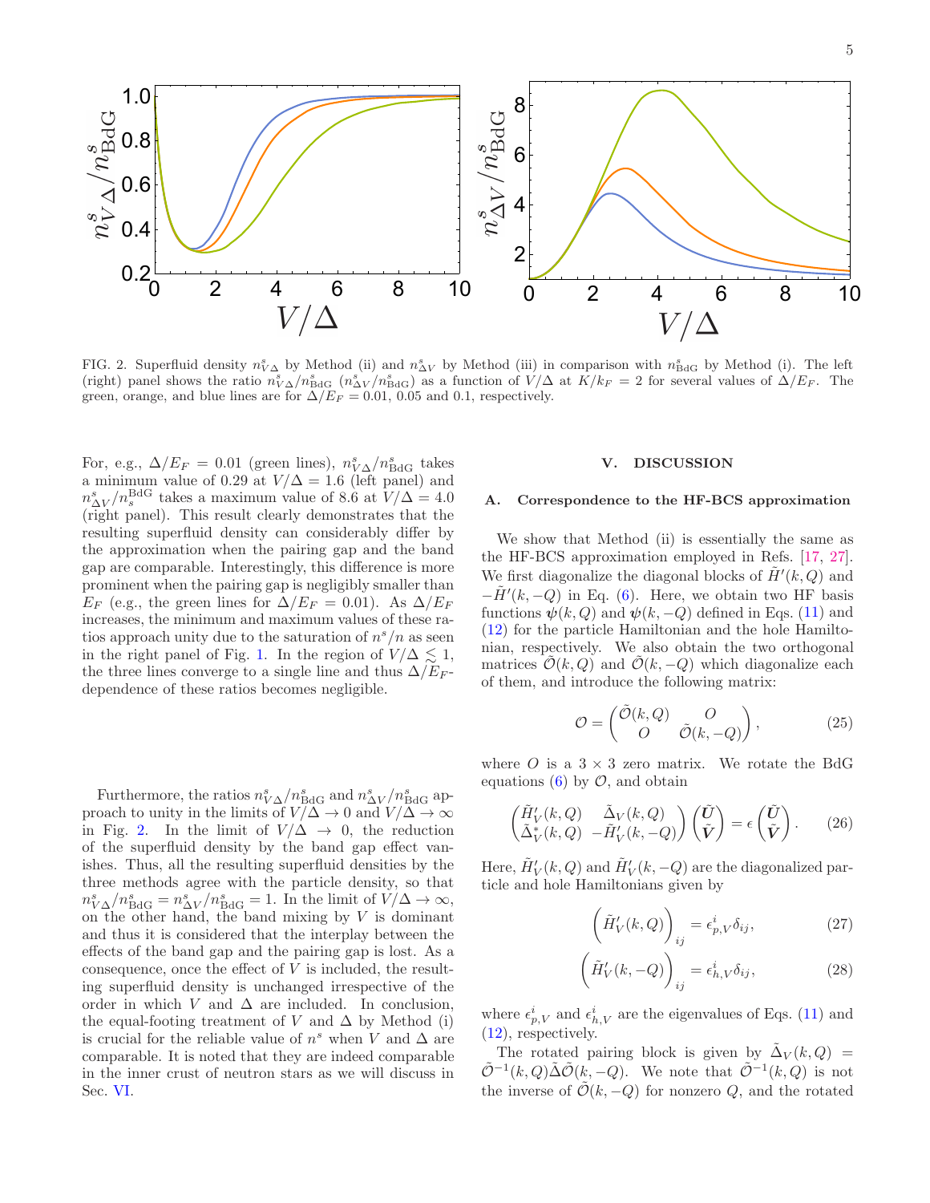FIG. 2. Superfluid density $n^s_{V\Delta}$ by Method (ii) and $n^s_{\Delta V}$ by Method (iii) in comparison with $n^s_{\rm BdG}$ by Method (i). The left (right) panel shows the ratio $n^s_{V\Delta}/n^s_{\rm BdG}$ ($n^s_{\Delta V}/n^s_{\rm BdG}$) as a function of $V/\Delta$ at $K/k_F = 2$ for several values of $\Delta/E_F$. The green, orange, and blue lines are for $\Delta/E_F = 0.01$, 0.05 and 0.1, respectively.

For, e.g., $\Delta/E_F = 0.01$ (green lines), $n^s_{V\Delta}/n^s_{\rm BdG}$ takes a minimum value of 0.29 at $V/\Delta = 1.6$ (left panel) and $n^s_{\Delta V}/n_s^{\rm BdG}$ takes a maximum value of 8.6 at $V/\Delta = 4.0$ (right panel). This result clearly demonstrates that the resulting superfluid density can considerably differ by the approximation when the pairing gap and the band gap are comparable. Interestingly, this difference is more prominent when the pairing gap is negligibly smaller than $E_F$ (e.g., the green lines for $\Delta/E_F = 0.01$). As $\Delta/E_F$ increases, the minimum and maximum values of these ratios approach unity due to the saturation of $n^s/n$ as seen in the right panel of Fig. 1. In the region of $V/\Delta \lesssim 1$, the three lines converge to a single line and thus $\Delta/E_F$-dependence of these ratios becomes negligible.

Furthermore, the ratios $n^s_{V\Delta}/n^s_{\rm BdG}$ and $n^s_{\Delta V}/n^s_{\rm BdG}$ approach to unity in the limits of $V/\Delta \to 0$ and $V/\Delta \to \infty$ in Fig. 2. In the limit of $V/\Delta \to 0$, the reduction of the superfluid density by the band gap effect vanishes. Thus, all the resulting superfluid densities by the three methods agree with the particle density, so that $n^s_{V\Delta}/n^s_{\rm BdG} = n^s_{\Delta V}/n^s_{\rm BdG} = 1$. In the limit of $V/\Delta \to \infty$, on the other hand, the band mixing by $V$ is dominant and thus it is considered that the interplay between the effects of the band gap and the pairing gap is lost. As a consequence, once the effect of $V$ is included, the resulting superfluid density is unchanged irrespective of the order in which $V$ and $\Delta$ are included. In conclusion, the equal-footing treatment of $V$ and $\Delta$ by Method (i) is crucial for the reliable value of $n^s$ when $V$ and $\Delta$ are comparable. It is noted that they are indeed comparable in the inner crust of neutron stars as we will discuss in Sec. VI.

## V. DISCUSSION

### A. Correspondence to the HF-BCS approximation

We show that Method (ii) is essentially the same as the HF-BCS approximation employed in Refs. [17, 27]. We first diagonalize the diagonal blocks of $\tilde{H}'(k,Q)$ and $-\tilde{H}'(k,-Q)$ in Eq. (6). Here, we obtain two HF basis functions $\boldsymbol{\psi}(k,Q)$ and $\boldsymbol{\psi}(k,-Q)$ defined in Eqs. (11) and (12) for the particle Hamiltonian and the hole Hamiltonian, respectively. We also obtain the two orthogonal matrices $\tilde{\mathcal{O}}(k,Q)$ and $\tilde{\mathcal{O}}(k,-Q)$ which diagonalize each of them, and introduce the following matrix:

$$\mathcal{O} = \begin{pmatrix} \tilde{\mathcal{O}}(k,Q) & O \\ O & \tilde{\mathcal{O}}(k,-Q) \end{pmatrix}, \tag{25}$$

where $O$ is a $3\times 3$ zero matrix. We rotate the BdG equations (6) by $\mathcal{O}$, and obtain

$$\begin{pmatrix} \tilde{H}'_V(k,Q) & \tilde{\Delta}_V(k,Q) \\ \tilde{\Delta}^*_V(k,Q) & -\tilde{H}'_V(k,-Q) \end{pmatrix} \begin{pmatrix} \tilde{\boldsymbol{U}} \\ \tilde{\boldsymbol{V}} \end{pmatrix} = \epsilon \begin{pmatrix} \tilde{\boldsymbol{U}} \\ \tilde{\boldsymbol{V}} \end{pmatrix}. \tag{26}$$

Here, $\tilde{H}'_V(k,Q)$ and $\tilde{H}'_V(k,-Q)$ are the diagonalized particle and hole Hamiltonians given by

$$\Big(\tilde{H}'_V(k,Q)\Big)_{ij} = \epsilon^i_{p,V}\delta_{ij}, \tag{27}$$

$$\Big(\tilde{H}'_V(k,-Q)\Big)_{ij} = \epsilon^i_{h,V}\delta_{ij}, \tag{28}$$

where $\epsilon^i_{p,V}$ and $\epsilon^i_{h,V}$ are the eigenvalues of Eqs. (11) and (12), respectively.

The rotated pairing block is given by $\tilde{\Delta}_V(k,Q) = \tilde{\mathcal{O}}^{-1}(k,Q)\tilde{\Delta}\tilde{\mathcal{O}}(k,-Q)$. We note that $\tilde{\mathcal{O}}^{-1}(k,Q)$ is not the inverse of $\tilde{\mathcal{O}}(k,-Q)$ for nonzero $Q$, and the rotated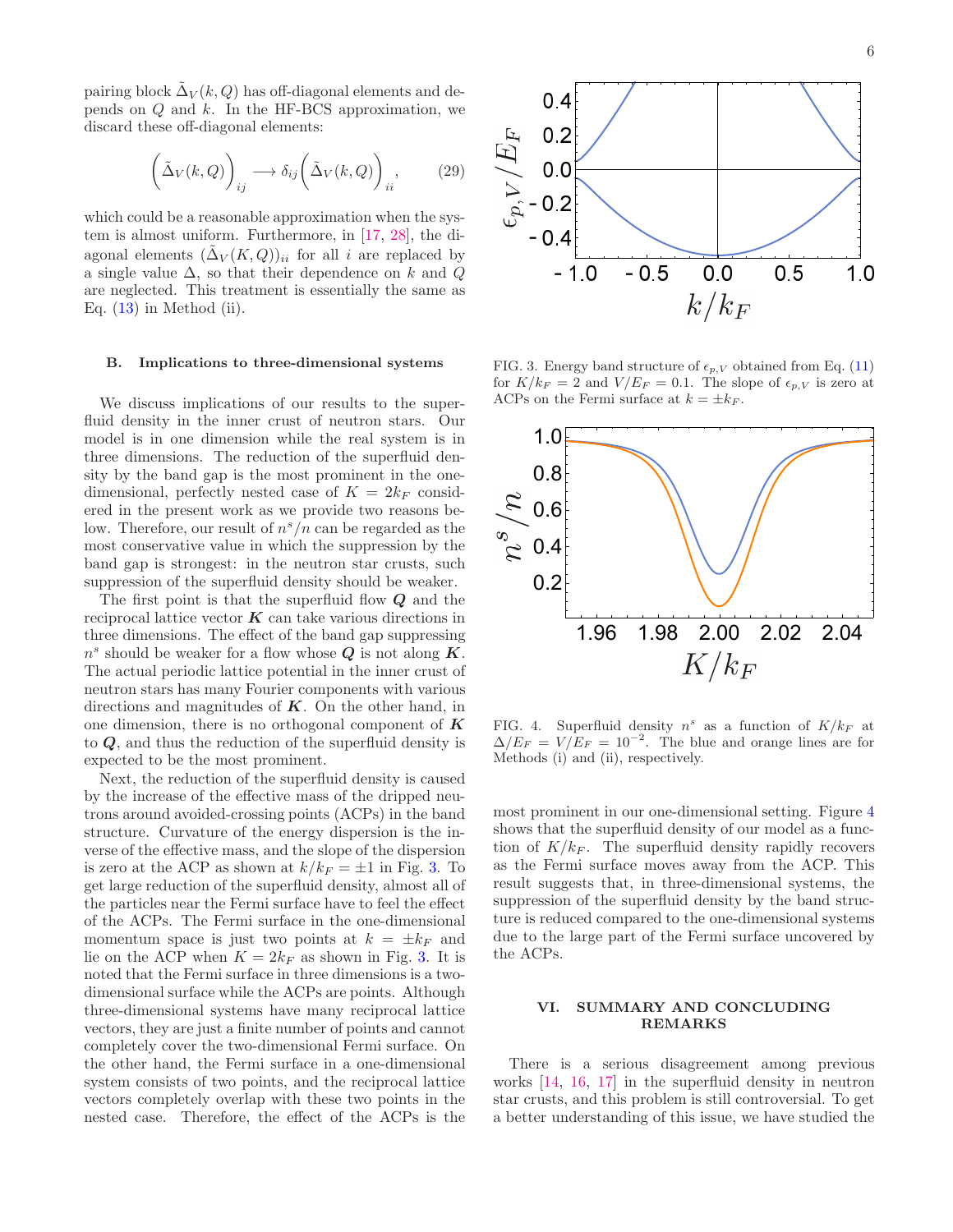pairing block $\tilde{\Delta}_V(k, Q)$ has off-diagonal elements and depends on $Q$ and $k$. In the HF-BCS approximation, we discard these off-diagonal elements:

$$\left(\tilde{\Delta}_V(k,Q)\right)_{ij} \longrightarrow \delta_{ij}\left(\tilde{\Delta}_V(k,Q)\right)_{ii}, \tag{29}$$

which could be a reasonable approximation when the system is almost uniform. Furthermore, in [17, 28], the diagonal elements $(\tilde{\Delta}_V(K,Q))_{ii}$ for all $i$ are replaced by a single value $\Delta$, so that their dependence on $k$ and $Q$ are neglected. This treatment is essentially the same as Eq. (13) in Method (ii).

### B. Implications to three-dimensional systems

We discuss implications of our results to the superfluid density in the inner crust of neutron stars. Our model is in one dimension while the real system is in three dimensions. The reduction of the superfluid density by the band gap is the most prominent in the one-dimensional, perfectly nested case of $K = 2k_F$ considered in the present work as we provide two reasons below. Therefore, our result of $n^s/n$ can be regarded as the most conservative value in which the suppression by the band gap is strongest: in the neutron star crusts, such suppression of the superfluid density should be weaker.

The first point is that the superfluid flow $\boldsymbol{Q}$ and the reciprocal lattice vector $\boldsymbol{K}$ can take various directions in three dimensions. The effect of the band gap suppressing $n^s$ should be weaker for a flow whose $\boldsymbol{Q}$ is not along $\boldsymbol{K}$. The actual periodic lattice potential in the inner crust of neutron stars has many Fourier components with various directions and magnitudes of $\boldsymbol{K}$. On the other hand, in one dimension, there is no orthogonal component of $\boldsymbol{K}$ to $\boldsymbol{Q}$, and thus the reduction of the superfluid density is expected to be the most prominent.

Next, the reduction of the superfluid density is caused by the increase of the effective mass of the dripped neutrons around avoided-crossing points (ACPs) in the band structure. Curvature of the energy dispersion is the inverse of the effective mass, and the slope of the dispersion is zero at the ACP as shown at $k/k_F = \pm 1$ in Fig. 3. To get large reduction of the superfluid density, almost all of the particles near the Fermi surface have to feel the effect of the ACPs. The Fermi surface in the one-dimensional momentum space is just two points at $k = \pm k_F$ and lie on the ACP when $K = 2k_F$ as shown in Fig. 3. It is noted that the Fermi surface in three dimensions is a two-dimensional surface while the ACPs are points. Although three-dimensional systems have many reciprocal lattice vectors, they are just a finite number of points and cannot completely cover the two-dimensional Fermi surface. On the other hand, the Fermi surface in a one-dimensional system consists of two points, and the reciprocal lattice vectors completely overlap with these two points in the nested case. Therefore, the effect of the ACPs is the most prominent in our one-dimensional setting. Figure 4 shows that the superfluid density of our model as a function of $K/k_F$. The superfluid density rapidly recovers as the Fermi surface moves away from the ACP. This result suggests that, in three-dimensional systems, the suppression of the superfluid density by the band structure is reduced compared to the one-dimensional systems due to the large part of the Fermi surface uncovered by the ACPs.

FIG. 3. Energy band structure of $\epsilon_{p,V}$ obtained from Eq. (11) for $K/k_F = 2$ and $V/E_F = 0.1$. The slope of $\epsilon_{p,V}$ is zero at ACPs on the Fermi surface at $k = \pm k_F$.

FIG. 4. Superfluid density $n^s$ as a function of $K/k_F$ at $\Delta/E_F = V/E_F = 10^{-2}$. The blue and orange lines are for Methods (i) and (ii), respectively.

## VI. SUMMARY AND CONCLUDING REMARKS

There is a serious disagreement among previous works [14, 16, 17] in the superfluid density in neutron star crusts, and this problem is still controversial. To get a better understanding of this issue, we have studied the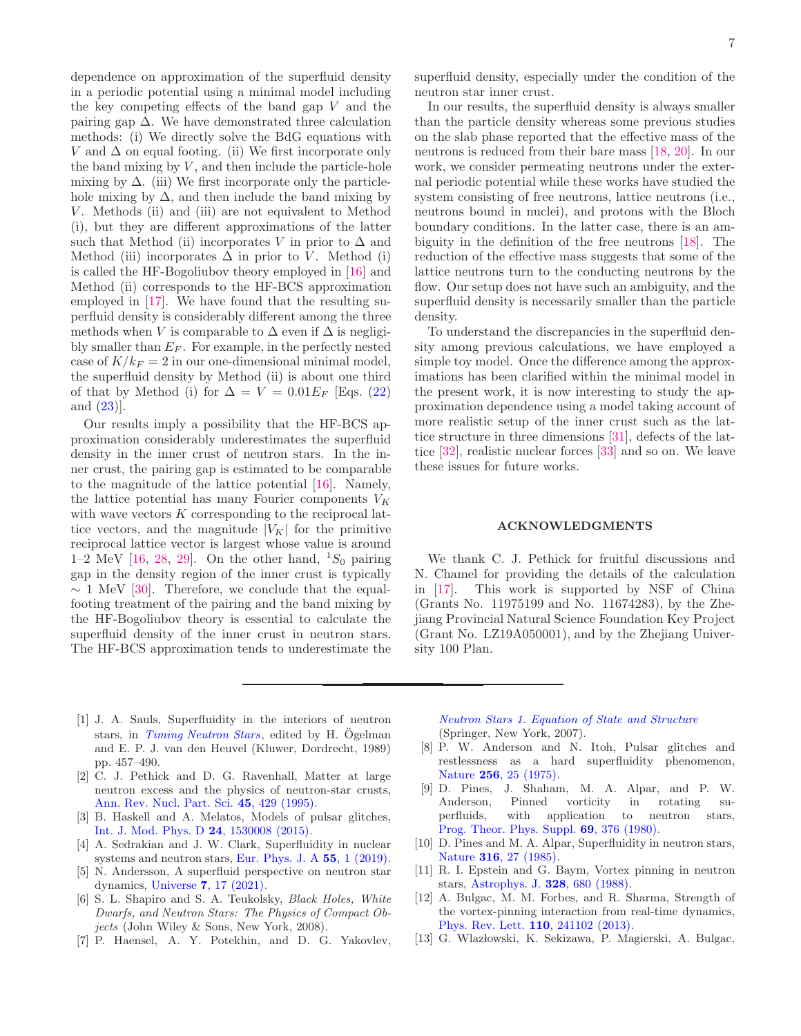dependence on approximation of the superfluid density in a periodic potential using a minimal model including the key competing effects of the band gap $V$ and the pairing gap $\Delta$. We have demonstrated three calculation methods: (i) We directly solve the BdG equations with $V$ and $\Delta$ on equal footing. (ii) We first incorporate only the band mixing by $V$, and then include the particle-hole mixing by $\Delta$. (iii) We first incorporate only the particle-hole mixing by $\Delta$, and then include the band mixing by $V$. Methods (ii) and (iii) are not equivalent to Method (i), but they are different approximations of the latter such that Method (ii) incorporates $V$ in prior to $\Delta$ and Method (iii) incorporates $\Delta$ in prior to $V$. Method (i) is called the HF-Bogoliubov theory employed in [16] and Method (ii) corresponds to the HF-BCS approximation employed in [17]. We have found that the resulting superfluid density is considerably different among the three methods when $V$ is comparable to $\Delta$ even if $\Delta$ is negligibly smaller than $E_F$. For example, in the perfectly nested case of $K/k_F = 2$ in our one-dimensional minimal model, the superfluid density by Method (ii) is about one third of that by Method (i) for $\Delta = V = 0.01E_F$ [Eqs. (22) and (23)].

Our results imply a possibility that the HF-BCS approximation considerably underestimates the superfluid density in the inner crust of neutron stars. In the inner crust, the pairing gap is estimated to be comparable to the magnitude of the lattice potential [16]. Namely, the lattice potential has many Fourier components $V_K$ with wave vectors $K$ corresponding to the reciprocal lattice vectors, and the magnitude $|V_K|$ for the primitive reciprocal lattice vector is largest whose value is around 1–2 MeV [16, 28, 29]. On the other hand, $^1S_0$ pairing gap in the density region of the inner crust is typically $\sim 1$ MeV [30]. Therefore, we conclude that the equal-footing treatment of the pairing and the band mixing by the HF-Bogoliubov theory is essential to calculate the superfluid density of the inner crust in neutron stars. The HF-BCS approximation tends to underestimate the superfluid density, especially under the condition of the neutron star inner crust.

In our results, the superfluid density is always smaller than the particle density whereas some previous studies on the slab phase reported that the effective mass of the neutrons is reduced from their bare mass [18, 20]. In our work, we consider permeating neutrons under the external periodic potential while these works have studied the system consisting of free neutrons, lattice neutrons (i.e., neutrons bound in nuclei), and protons with the Bloch boundary conditions. In the latter case, there is an ambiguity in the definition of the free neutrons [18]. The reduction of the effective mass suggests that some of the lattice neutrons turn to the conducting neutrons by the flow. Our setup does not have such an ambiguity, and the superfluid density is necessarily smaller than the particle density.

To understand the discrepancies in the superfluid density among previous calculations, we have employed a simple toy model. Once the difference among the approximations has been clarified within the minimal model in the present work, it is now interesting to study the approximation dependence using a model taking account of more realistic setup of the inner crust such as the lattice structure in three dimensions [31], defects of the lattice [32], realistic nuclear forces [33] and so on. We leave these issues for future works.

## ACKNOWLEDGMENTS

We thank C. J. Pethick for fruitful discussions and N. Chamel for providing the details of the calculation in [17]. This work is supported by NSF of China (Grants No. 11975199 and No. 11674283), by the Zhejiang Provincial Natural Science Foundation Key Project (Grant No. LZ19A050001), and by the Zhejiang University 100 Plan.

---

[1] J. A. Sauls, Superfluidity in the interiors of neutron stars, in *Timing Neutron Stars*, edited by H. Ögelman and E. P. J. van den Heuvel (Kluwer, Dordrecht, 1989) pp. 457–490.

[2] C. J. Pethick and D. G. Ravenhall, Matter at large neutron excess and the physics of neutron-star crusts, Ann. Rev. Nucl. Part. Sci. **45**, 429 (1995).

[3] B. Haskell and A. Melatos, Models of pulsar glitches, Int. J. Mod. Phys. D **24**, 1530008 (2015).

[4] A. Sedrakian and J. W. Clark, Superfluidity in nuclear systems and neutron stars, Eur. Phys. J. A **55**, 1 (2019).

[5] N. Andersson, A superfluid perspective on neutron star dynamics, Universe **7**, 17 (2021).

[6] S. L. Shapiro and S. A. Teukolsky, *Black Holes, White Dwarfs, and Neutron Stars: The Physics of Compact Objects* (John Wiley & Sons, New York, 2008).

[7] P. Haensel, A. Y. Potekhin, and D. G. Yakovlev, *Neutron Stars 1. Equation of State and Structure* (Springer, New York, 2007).

[8] P. W. Anderson and N. Itoh, Pulsar glitches and restlessness as a hard superfluidity phenomenon, Nature **256**, 25 (1975).

[9] D. Pines, J. Shaham, M. A. Alpar, and P. W. Anderson, Pinned vorticity in rotating superfluids, with application to neutron stars, Prog. Theor. Phys. Suppl. **69**, 376 (1980).

[10] D. Pines and M. A. Alpar, Superfluidity in neutron stars, Nature **316**, 27 (1985).

[11] R. I. Epstein and G. Baym, Vortex pinning in neutron stars, Astrophys. J. **328**, 680 (1988).

[12] A. Bulgac, M. M. Forbes, and R. Sharma, Strength of the vortex-pinning interaction from real-time dynamics, Phys. Rev. Lett. **110**, 241102 (2013).

[13] G. Wlazłowski, K. Sekizawa, P. Magierski, A. Bulgac,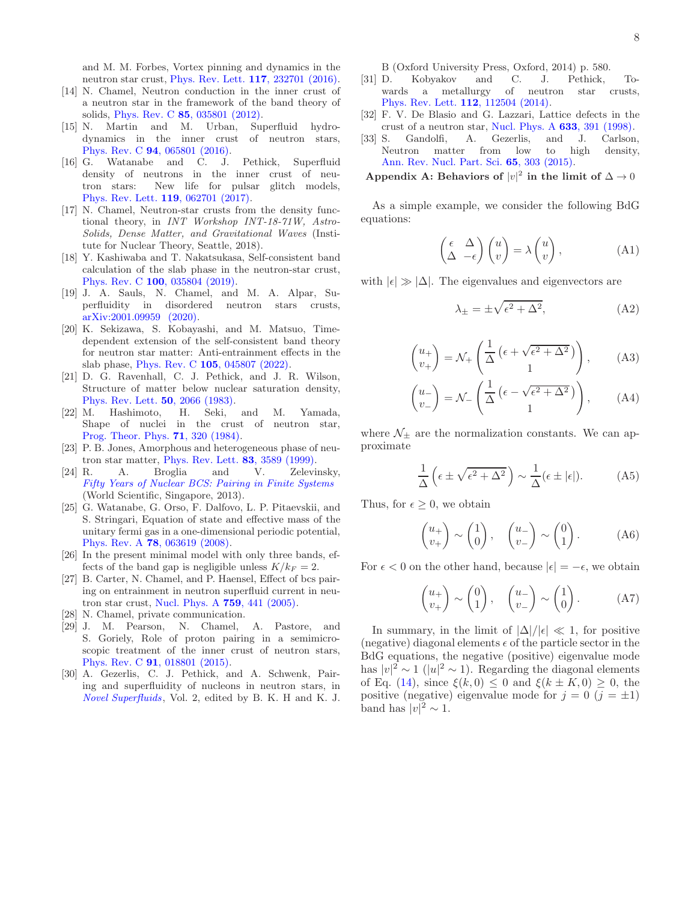and M. M. Forbes, Vortex pinning and dynamics in the neutron star crust, Phys. Rev. Lett. **117**, 232701 (2016).

[14] N. Chamel, Neutron conduction in the inner crust of a neutron star in the framework of the band theory of solids, Phys. Rev. C **85**, 035801 (2012).

[15] N. Martin and M. Urban, Superfluid hydrodynamics in the inner crust of neutron stars, Phys. Rev. C **94**, 065801 (2016).

[16] G. Watanabe and C. J. Pethick, Superfluid density of neutrons in the inner crust of neutron stars: New life for pulsar glitch models, Phys. Rev. Lett. **119**, 062701 (2017).

[17] N. Chamel, Neutron-star crusts from the density functional theory, in *INT Workshop INT-18-71W, Astro-Solids, Dense Matter, and Gravitational Waves* (Institute for Nuclear Theory, Seattle, 2018).

[18] Y. Kashiwaba and T. Nakatsukasa, Self-consistent band calculation of the slab phase in the neutron-star crust, Phys. Rev. C **100**, 035804 (2019).

[19] J. A. Sauls, N. Chamel, and M. A. Alpar, Superfluidity in disordered neutron stars crusts, arXiv:2001.09959 (2020).

[20] K. Sekizawa, S. Kobayashi, and M. Matsuo, Time-dependent extension of the self-consistent band theory for neutron star matter: Anti-entrainment effects in the slab phase, Phys. Rev. C **105**, 045807 (2022).

[21] D. G. Ravenhall, C. J. Pethick, and J. R. Wilson, Structure of matter below nuclear saturation density, Phys. Rev. Lett. **50**, 2066 (1983).

[22] M. Hashimoto, H. Seki, and M. Yamada, Shape of nuclei in the crust of neutron star, Prog. Theor. Phys. **71**, 320 (1984).

[23] P. B. Jones, Amorphous and heterogeneous phase of neutron star matter, Phys. Rev. Lett. **83**, 3589 (1999).

[24] R. A. Broglia and V. Zelevinsky, *Fifty Years of Nuclear BCS: Pairing in Finite Systems* (World Scientific, Singapore, 2013).

[25] G. Watanabe, G. Orso, F. Dalfovo, L. P. Pitaevskii, and S. Stringari, Equation of state and effective mass of the unitary fermi gas in a one-dimensional periodic potential, Phys. Rev. A **78**, 063619 (2008).

[26] In the present minimal model with only three bands, effects of the band gap is negligible unless $K/k_F = 2$.

[27] B. Carter, N. Chamel, and P. Haensel, Effect of bcs pairing on entrainment in neutron superfluid current in neutron star crust, Nucl. Phys. A **759**, 441 (2005).

[28] N. Chamel, private communication.

[29] J. M. Pearson, N. Chamel, A. Pastore, and S. Goriely, Role of proton pairing in a semimicroscopic treatment of the inner crust of neutron stars, Phys. Rev. C **91**, 018801 (2015).

[30] A. Gezerlis, C. J. Pethick, and A. Schwenk, Pairing and superfluidity of nucleons in neutron stars, in *Novel Superfluids*, Vol. 2, edited by B. K. H and K. J. B (Oxford University Press, Oxford, 2014) p. 580.

[31] D. Kobyakov and C. J. Pethick, Towards a metallurgy of neutron star crusts, Phys. Rev. Lett. **112**, 112504 (2014).

[32] F. V. De Blasio and G. Lazzari, Lattice defects in the crust of a neutron star, Nucl. Phys. A **633**, 391 (1998).

[33] S. Gandolfi, A. Gezerlis, and J. Carlson, Neutron matter from low to high density, Ann. Rev. Nucl. Part. Sci. **65**, 303 (2015).

## Appendix A: Behaviors of $|v|^2$ in the limit of $\Delta \to 0$

As a simple example, we consider the following BdG equations:

$$\begin{pmatrix} \epsilon & \Delta \\ \Delta & -\epsilon \end{pmatrix} \begin{pmatrix} u \\ v \end{pmatrix} = \lambda \begin{pmatrix} u \\ v \end{pmatrix}, \tag{A1}$$

with $|\epsilon| \gg |\Delta|$. The eigenvalues and eigenvectors are

$$\lambda_{\pm} = \pm\sqrt{\epsilon^2 + \Delta^2}, \tag{A2}$$

$$\begin{pmatrix} u_+ \\ v_+ \end{pmatrix} = \mathcal{N}_+ \begin{pmatrix} \frac{1}{\Delta}\left(\epsilon + \sqrt{\epsilon^2 + \Delta^2}\right) \\ 1 \end{pmatrix}, \tag{A3}$$

$$\begin{pmatrix} u_- \\ v_- \end{pmatrix} = \mathcal{N}_- \begin{pmatrix} \frac{1}{\Delta}\left(\epsilon - \sqrt{\epsilon^2 + \Delta^2}\right) \\ 1 \end{pmatrix}, \tag{A4}$$

where $\mathcal{N}_{\pm}$ are the normalization constants. We can approximate

$$\frac{1}{\Delta}\left(\epsilon \pm \sqrt{\epsilon^2 + \Delta^2}\right) \sim \frac{1}{\Delta}(\epsilon \pm |\epsilon|). \tag{A5}$$

Thus, for $\epsilon \geq 0$, we obtain

$$\begin{pmatrix} u_+ \\ v_+ \end{pmatrix} \sim \begin{pmatrix} 1 \\ 0 \end{pmatrix}, \quad \begin{pmatrix} u_- \\ v_- \end{pmatrix} \sim \begin{pmatrix} 0 \\ 1 \end{pmatrix}. \tag{A6}$$

For $\epsilon < 0$ on the other hand, because $|\epsilon| = -\epsilon$, we obtain

$$\begin{pmatrix} u_+ \\ v_+ \end{pmatrix} \sim \begin{pmatrix} 0 \\ 1 \end{pmatrix}, \quad \begin{pmatrix} u_- \\ v_- \end{pmatrix} \sim \begin{pmatrix} 1 \\ 0 \end{pmatrix}. \tag{A7}$$

In summary, in the limit of $|\Delta|/|\epsilon| \ll 1$, for positive (negative) diagonal elements $\epsilon$ of the particle sector in the BdG equations, the negative (positive) eigenvalue mode has $|v|^2 \sim 1$ ($|u|^2 \sim 1$). Regarding the diagonal elements of Eq. (14), since $\xi(k, 0) \leq 0$ and $\xi(k \pm K, 0) \geq 0$, the positive (negative) eigenvalue mode for $j = 0$ ($j = \pm 1$) band has $|v|^2 \sim 1$.